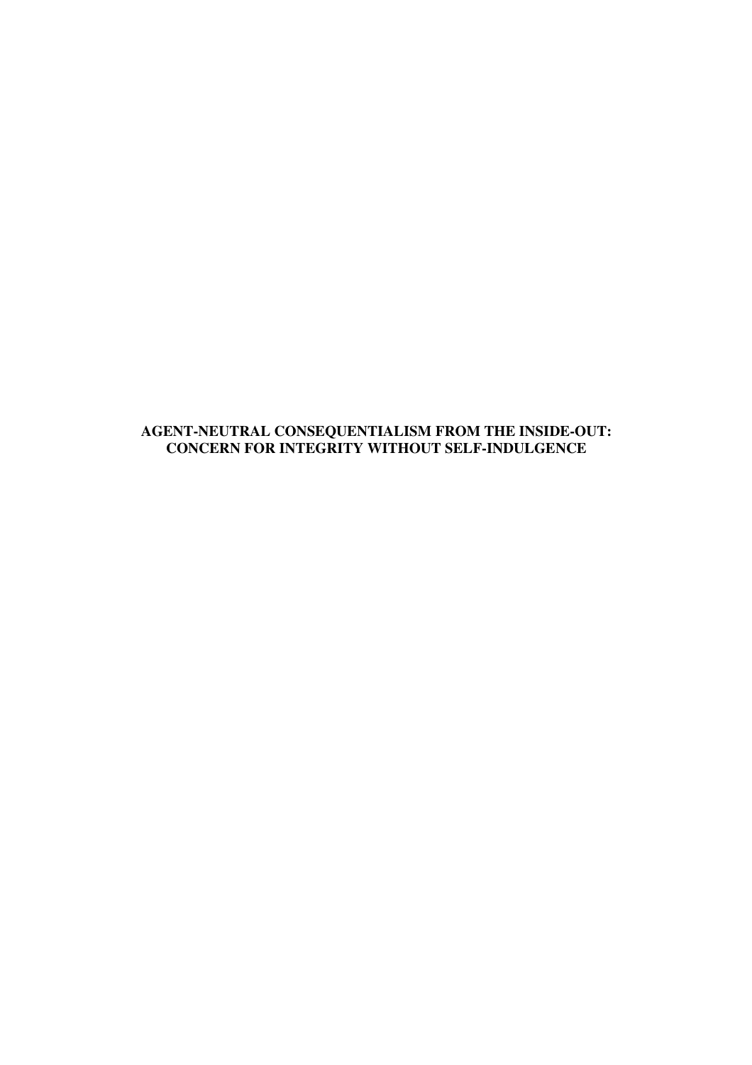# AGENT-NEUTRAL CONSEQUENTIALISM FROM THE INSIDE-OUT: CONCERN FOR INTEGRITY WITHOUT SELF-INDULGENCE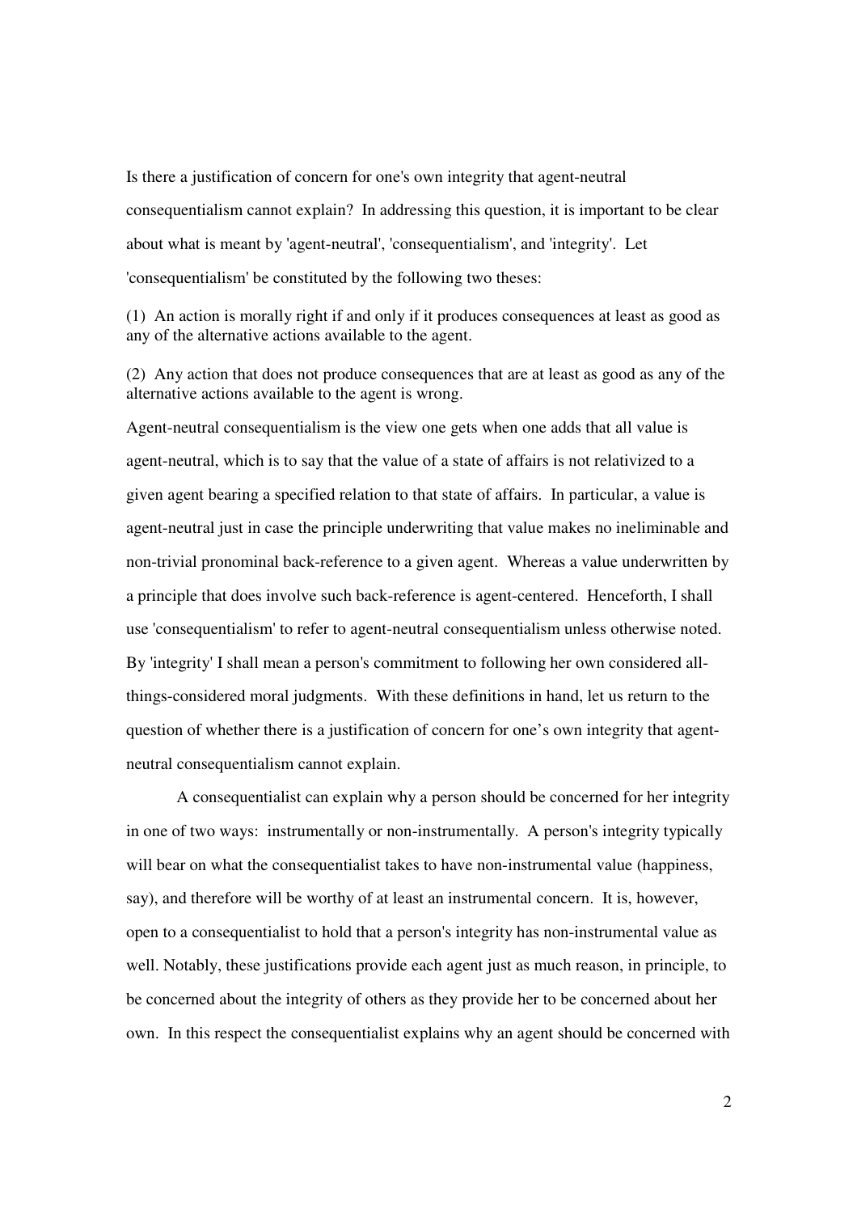Is there a justification of concern for one's own integrity that agent-neutral consequentialism cannot explain? In addressing this question, it is important to be clear about what is meant by 'agent-neutral', 'consequentialism', and 'integrity'. Let 'consequentialism' be constituted by the following two theses:

(1) An action is morally right if and only if it produces consequences at least as good as any of the alternative actions available to the agent.

(2) Any action that does not produce consequences that are at least as good as any of the alternative actions available to the agent is wrong.

Agent-neutral consequentialism is the view one gets when one adds that all value is agent-neutral, which is to say that the value of a state of affairs is not relativized to a given agent bearing a specified relation to that state of affairs. In particular, a value is agent-neutral just in case the principle underwriting that value makes no ineliminable and non-trivial pronominal back-reference to a given agent. Whereas a value underwritten by a principle that does involve such back-reference is agent-centered. Henceforth, I shall use 'consequentialism' to refer to agent-neutral consequentialism unless otherwise noted. By 'integrity' I shall mean a person's commitment to following her own considered all-things-considered moral judgments. With these definitions in hand, let us return to the question of whether there is a justification of concern for one's own integrity that agent-neutral consequentialism cannot explain.

A consequentialist can explain why a person should be concerned for her integrity in one of two ways: instrumentally or non-instrumentally. A person's integrity typically will bear on what the consequentialist takes to have non-instrumental value (happiness, say), and therefore will be worthy of at least an instrumental concern. It is, however, open to a consequentialist to hold that a person's integrity has non-instrumental value as well. Notably, these justifications provide each agent just as much reason, in principle, to be concerned about the integrity of others as they provide her to be concerned about her own. In this respect the consequentialist explains why an agent should be concerned with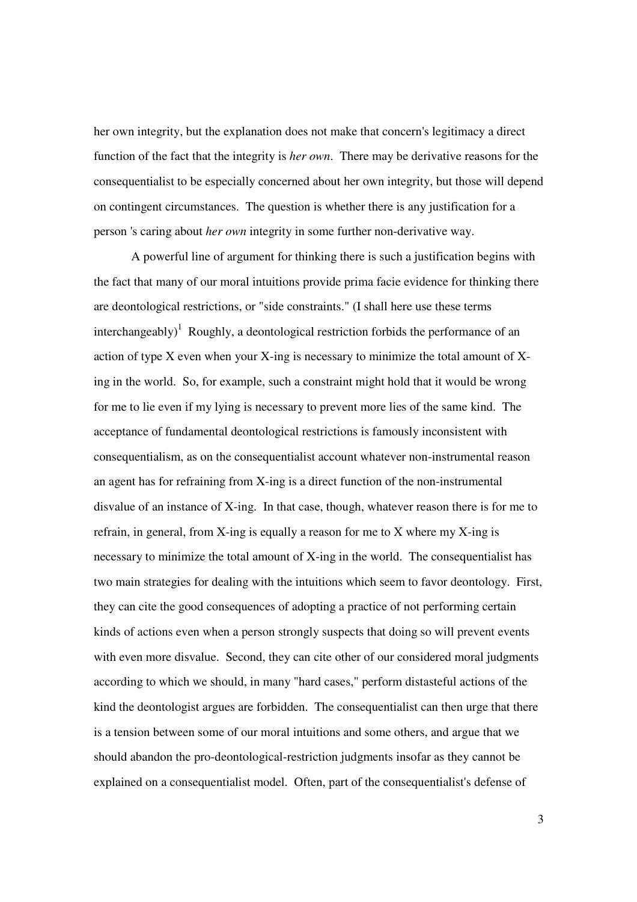her own integrity, but the explanation does not make that concern's legitimacy a direct function of the fact that the integrity is *her own*. There may be derivative reasons for the consequentialist to be especially concerned about her own integrity, but those will depend on contingent circumstances. The question is whether there is any justification for a person 's caring about *her own* integrity in some further non-derivative way.

A powerful line of argument for thinking there is such a justification begins with the fact that many of our moral intuitions provide prima facie evidence for thinking there are deontological restrictions, or "side constraints." (I shall here use these terms interchangeably)[1] Roughly, a deontological restriction forbids the performance of an action of type X even when your X-ing is necessary to minimize the total amount of X-ing in the world. So, for example, such a constraint might hold that it would be wrong for me to lie even if my lying is necessary to prevent more lies of the same kind. The acceptance of fundamental deontological restrictions is famously inconsistent with consequentialism, as on the consequentialist account whatever non-instrumental reason an agent has for refraining from X-ing is a direct function of the non-instrumental disvalue of an instance of X-ing. In that case, though, whatever reason there is for me to refrain, in general, from X-ing is equally a reason for me to X where my X-ing is necessary to minimize the total amount of X-ing in the world. The consequentialist has two main strategies for dealing with the intuitions which seem to favor deontology. First, they can cite the good consequences of adopting a practice of not performing certain kinds of actions even when a person strongly suspects that doing so will prevent events with even more disvalue. Second, they can cite other of our considered moral judgments according to which we should, in many "hard cases," perform distasteful actions of the kind the deontologist argues are forbidden. The consequentialist can then urge that there is a tension between some of our moral intuitions and some others, and argue that we should abandon the pro-deontological-restriction judgments insofar as they cannot be explained on a consequentialist model. Often, part of the consequentialist's defense of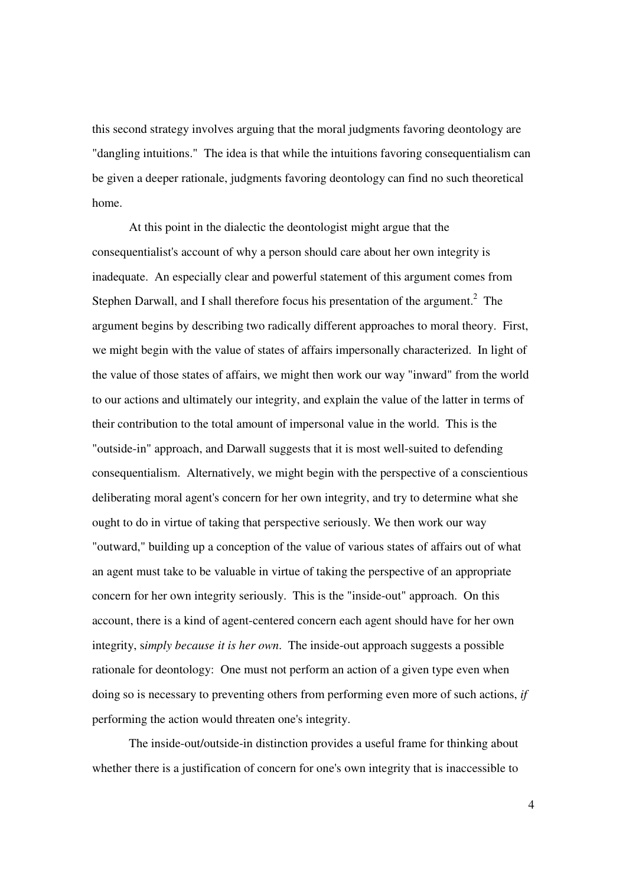this second strategy involves arguing that the moral judgments favoring deontology are "dangling intuitions." The idea is that while the intuitions favoring consequentialism can be given a deeper rationale, judgments favoring deontology can find no such theoretical home.

At this point in the dialectic the deontologist might argue that the consequentialist's account of why a person should care about her own integrity is inadequate. An especially clear and powerful statement of this argument comes from Stephen Darwall, and I shall therefore focus his presentation of the argument.[2] The argument begins by describing two radically different approaches to moral theory. First, we might begin with the value of states of affairs impersonally characterized. In light of the value of those states of affairs, we might then work our way "inward" from the world to our actions and ultimately our integrity, and explain the value of the latter in terms of their contribution to the total amount of impersonal value in the world. This is the "outside-in" approach, and Darwall suggests that it is most well-suited to defending consequentialism. Alternatively, we might begin with the perspective of a conscientious deliberating moral agent's concern for her own integrity, and try to determine what she ought to do in virtue of taking that perspective seriously. We then work our way "outward," building up a conception of the value of various states of affairs out of what an agent must take to be valuable in virtue of taking the perspective of an appropriate concern for her own integrity seriously. This is the "inside-out" approach. On this account, there is a kind of agent-centered concern each agent should have for her own integrity, s*imply because it is her own*. The inside-out approach suggests a possible rationale for deontology: One must not perform an action of a given type even when doing so is necessary to preventing others from performing even more of such actions, *if* performing the action would threaten one's integrity.

The inside-out/outside-in distinction provides a useful frame for thinking about whether there is a justification of concern for one's own integrity that is inaccessible to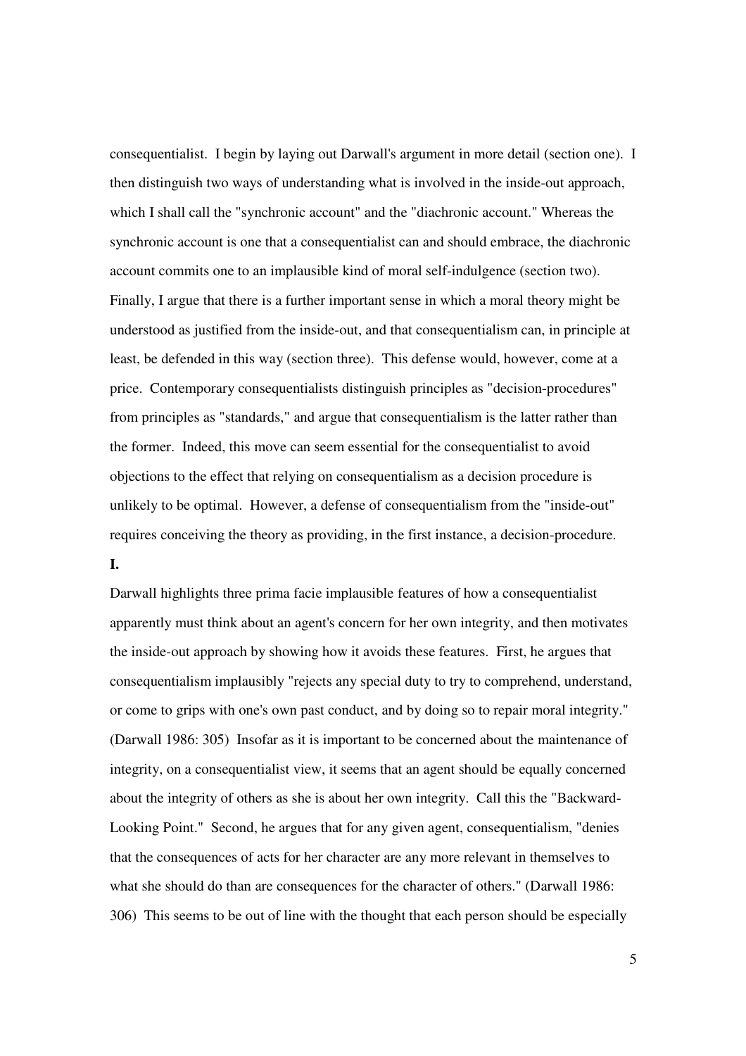consequentialist. I begin by laying out Darwall's argument in more detail (section one). I then distinguish two ways of understanding what is involved in the inside-out approach, which I shall call the "synchronic account" and the "diachronic account." Whereas the synchronic account is one that a consequentialist can and should embrace, the diachronic account commits one to an implausible kind of moral self-indulgence (section two). Finally, I argue that there is a further important sense in which a moral theory might be understood as justified from the inside-out, and that consequentialism can, in principle at least, be defended in this way (section three). This defense would, however, come at a price. Contemporary consequentialists distinguish principles as "decision-procedures" from principles as "standards," and argue that consequentialism is the latter rather than the former. Indeed, this move can seem essential for the consequentialist to avoid objections to the effect that relying on consequentialism as a decision procedure is unlikely to be optimal. However, a defense of consequentialism from the "inside-out" requires conceiving the theory as providing, in the first instance, a decision-procedure.

## I.

Darwall highlights three prima facie implausible features of how a consequentialist apparently must think about an agent's concern for her own integrity, and then motivates the inside-out approach by showing how it avoids these features. First, he argues that consequentialism implausibly "rejects any special duty to try to comprehend, understand, or come to grips with one's own past conduct, and by doing so to repair moral integrity." (Darwall 1986: 305) Insofar as it is important to be concerned about the maintenance of integrity, on a consequentialist view, it seems that an agent should be equally concerned about the integrity of others as she is about her own integrity. Call this the "Backward-Looking Point." Second, he argues that for any given agent, consequentialism, "denies that the consequences of acts for her character are any more relevant in themselves to what she should do than are consequences for the character of others." (Darwall 1986: 306) This seems to be out of line with the thought that each person should be especially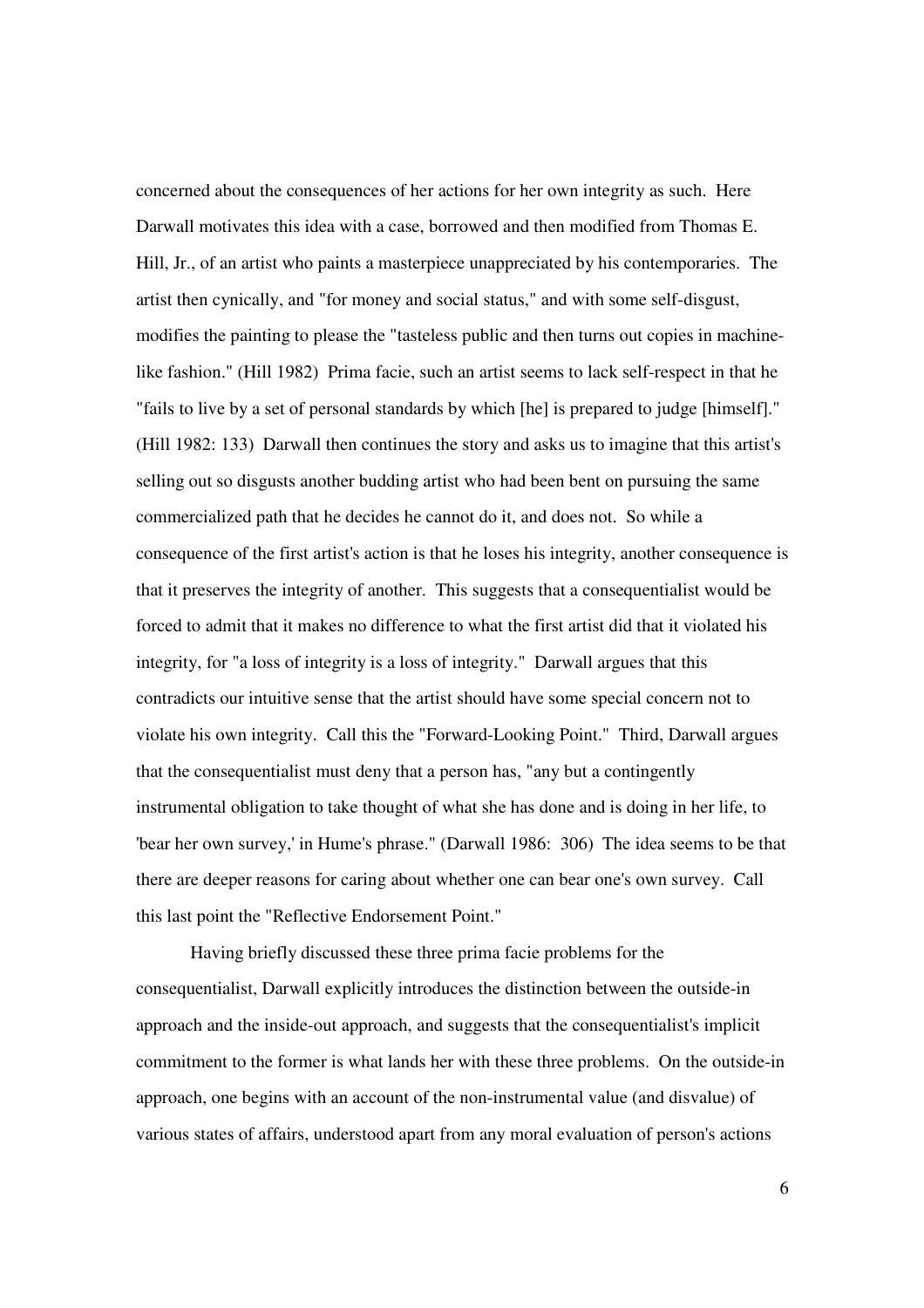concerned about the consequences of her actions for her own integrity as such. Here Darwall motivates this idea with a case, borrowed and then modified from Thomas E. Hill, Jr., of an artist who paints a masterpiece unappreciated by his contemporaries. The artist then cynically, and "for money and social status," and with some self-disgust, modifies the painting to please the "tasteless public and then turns out copies in machine-like fashion." (Hill 1982) Prima facie, such an artist seems to lack self-respect in that he "fails to live by a set of personal standards by which [he] is prepared to judge [himself]." (Hill 1982: 133) Darwall then continues the story and asks us to imagine that this artist's selling out so disgusts another budding artist who had been bent on pursuing the same commercialized path that he decides he cannot do it, and does not. So while a consequence of the first artist's action is that he loses his integrity, another consequence is that it preserves the integrity of another. This suggests that a consequentialist would be forced to admit that it makes no difference to what the first artist did that it violated his integrity, for "a loss of integrity is a loss of integrity." Darwall argues that this contradicts our intuitive sense that the artist should have some special concern not to violate his own integrity. Call this the "Forward-Looking Point." Third, Darwall argues that the consequentialist must deny that a person has, "any but a contingently instrumental obligation to take thought of what she has done and is doing in her life, to 'bear her own survey,' in Hume's phrase." (Darwall 1986: 306) The idea seems to be that there are deeper reasons for caring about whether one can bear one's own survey. Call this last point the "Reflective Endorsement Point."

Having briefly discussed these three prima facie problems for the consequentialist, Darwall explicitly introduces the distinction between the outside-in approach and the inside-out approach, and suggests that the consequentialist's implicit commitment to the former is what lands her with these three problems. On the outside-in approach, one begins with an account of the non-instrumental value (and disvalue) of various states of affairs, understood apart from any moral evaluation of person's actions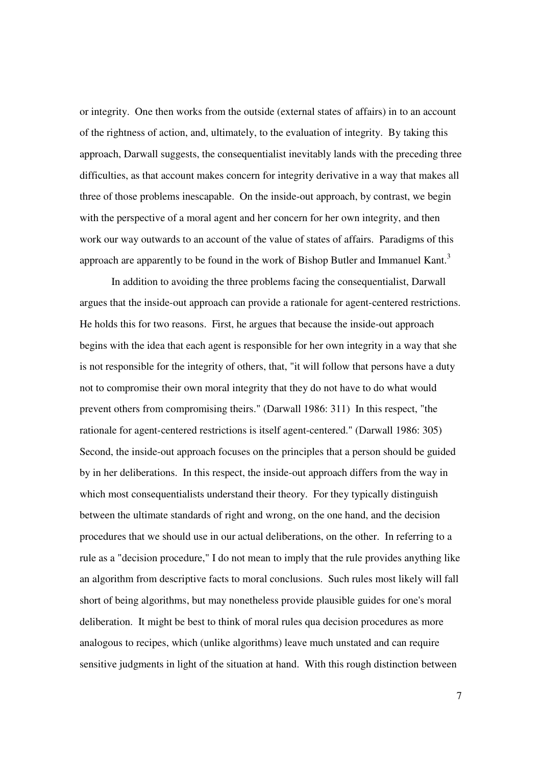or integrity. One then works from the outside (external states of affairs) in to an account of the rightness of action, and, ultimately, to the evaluation of integrity. By taking this approach, Darwall suggests, the consequentialist inevitably lands with the preceding three difficulties, as that account makes concern for integrity derivative in a way that makes all three of those problems inescapable. On the inside-out approach, by contrast, we begin with the perspective of a moral agent and her concern for her own integrity, and then work our way outwards to an account of the value of states of affairs. Paradigms of this approach are apparently to be found in the work of Bishop Butler and Immanuel Kant.[3]

In addition to avoiding the three problems facing the consequentialist, Darwall argues that the inside-out approach can provide a rationale for agent-centered restrictions. He holds this for two reasons. First, he argues that because the inside-out approach begins with the idea that each agent is responsible for her own integrity in a way that she is not responsible for the integrity of others, that, "it will follow that persons have a duty not to compromise their own moral integrity that they do not have to do what would prevent others from compromising theirs." (Darwall 1986: 311) In this respect, "the rationale for agent-centered restrictions is itself agent-centered." (Darwall 1986: 305) Second, the inside-out approach focuses on the principles that a person should be guided by in her deliberations. In this respect, the inside-out approach differs from the way in which most consequentialists understand their theory. For they typically distinguish between the ultimate standards of right and wrong, on the one hand, and the decision procedures that we should use in our actual deliberations, on the other. In referring to a rule as a "decision procedure," I do not mean to imply that the rule provides anything like an algorithm from descriptive facts to moral conclusions. Such rules most likely will fall short of being algorithms, but may nonetheless provide plausible guides for one's moral deliberation. It might be best to think of moral rules qua decision procedures as more analogous to recipes, which (unlike algorithms) leave much unstated and can require sensitive judgments in light of the situation at hand. With this rough distinction between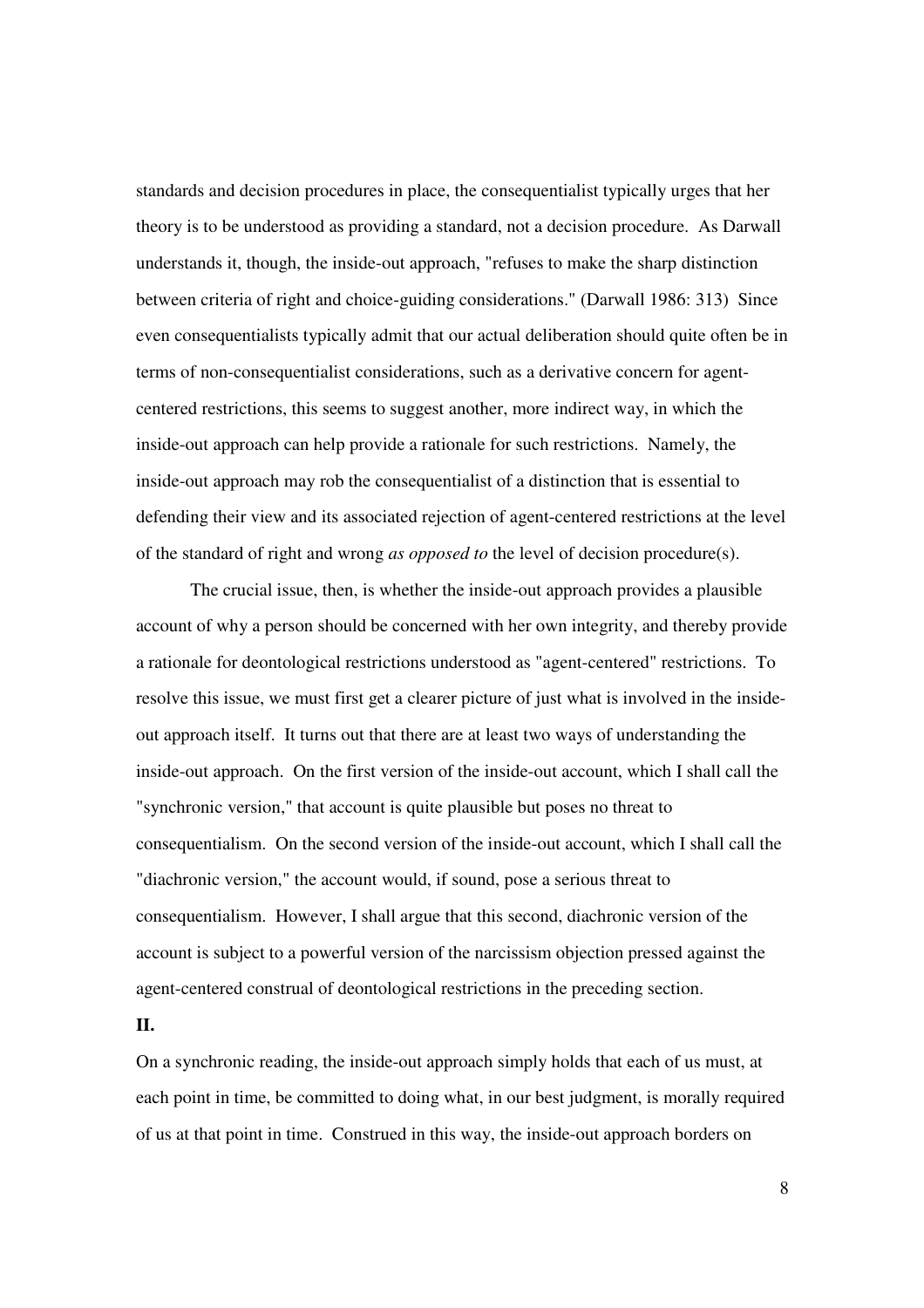standards and decision procedures in place, the consequentialist typically urges that her theory is to be understood as providing a standard, not a decision procedure. As Darwall understands it, though, the inside-out approach, "refuses to make the sharp distinction between criteria of right and choice-guiding considerations." (Darwall 1986: 313) Since even consequentialists typically admit that our actual deliberation should quite often be in terms of non-consequentialist considerations, such as a derivative concern for agent-centered restrictions, this seems to suggest another, more indirect way, in which the inside-out approach can help provide a rationale for such restrictions. Namely, the inside-out approach may rob the consequentialist of a distinction that is essential to defending their view and its associated rejection of agent-centered restrictions at the level of the standard of right and wrong *as opposed to* the level of decision procedure(s).

The crucial issue, then, is whether the inside-out approach provides a plausible account of why a person should be concerned with her own integrity, and thereby provide a rationale for deontological restrictions understood as "agent-centered" restrictions. To resolve this issue, we must first get a clearer picture of just what is involved in the inside-out approach itself. It turns out that there are at least two ways of understanding the inside-out approach. On the first version of the inside-out account, which I shall call the "synchronic version," that account is quite plausible but poses no threat to consequentialism. On the second version of the inside-out account, which I shall call the "diachronic version," the account would, if sound, pose a serious threat to consequentialism. However, I shall argue that this second, diachronic version of the account is subject to a powerful version of the narcissism objection pressed against the agent-centered construal of deontological restrictions in the preceding section.

## II.

On a synchronic reading, the inside-out approach simply holds that each of us must, at each point in time, be committed to doing what, in our best judgment, is morally required of us at that point in time. Construed in this way, the inside-out approach borders on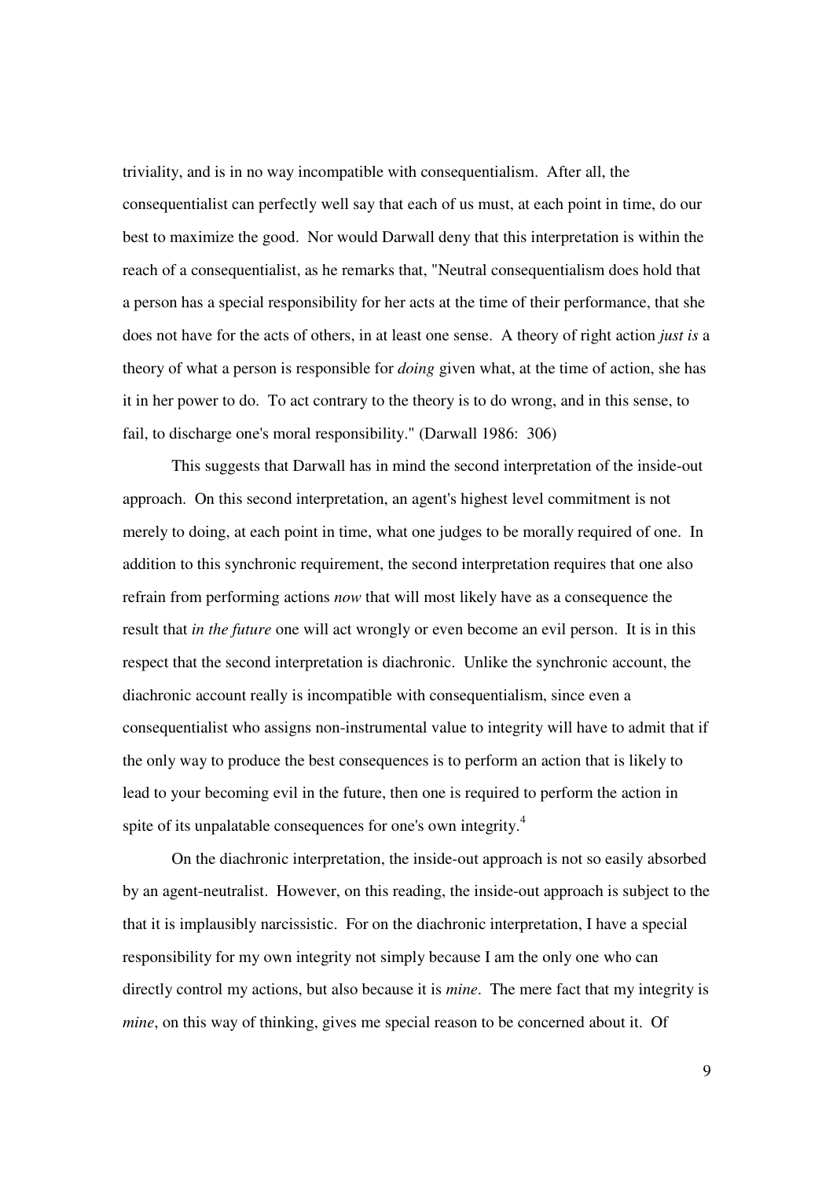triviality, and is in no way incompatible with consequentialism. After all, the consequentialist can perfectly well say that each of us must, at each point in time, do our best to maximize the good. Nor would Darwall deny that this interpretation is within the reach of a consequentialist, as he remarks that, "Neutral consequentialism does hold that a person has a special responsibility for her acts at the time of their performance, that she does not have for the acts of others, in at least one sense. A theory of right action *just is* a theory of what a person is responsible for *doing* given what, at the time of action, she has it in her power to do. To act contrary to the theory is to do wrong, and in this sense, to fail, to discharge one's moral responsibility." (Darwall 1986: 306)

This suggests that Darwall has in mind the second interpretation of the inside-out approach. On this second interpretation, an agent's highest level commitment is not merely to doing, at each point in time, what one judges to be morally required of one. In addition to this synchronic requirement, the second interpretation requires that one also refrain from performing actions *now* that will most likely have as a consequence the result that *in the future* one will act wrongly or even become an evil person. It is in this respect that the second interpretation is diachronic. Unlike the synchronic account, the diachronic account really is incompatible with consequentialism, since even a consequentialist who assigns non-instrumental value to integrity will have to admit that if the only way to produce the best consequences is to perform an action that is likely to lead to your becoming evil in the future, then one is required to perform the action in spite of its unpalatable consequences for one's own integrity.[4]

On the diachronic interpretation, the inside-out approach is not so easily absorbed by an agent-neutralist. However, on this reading, the inside-out approach is subject to the that it is implausibly narcissistic. For on the diachronic interpretation, I have a special responsibility for my own integrity not simply because I am the only one who can directly control my actions, but also because it is *mine*. The mere fact that my integrity is *mine*, on this way of thinking, gives me special reason to be concerned about it. Of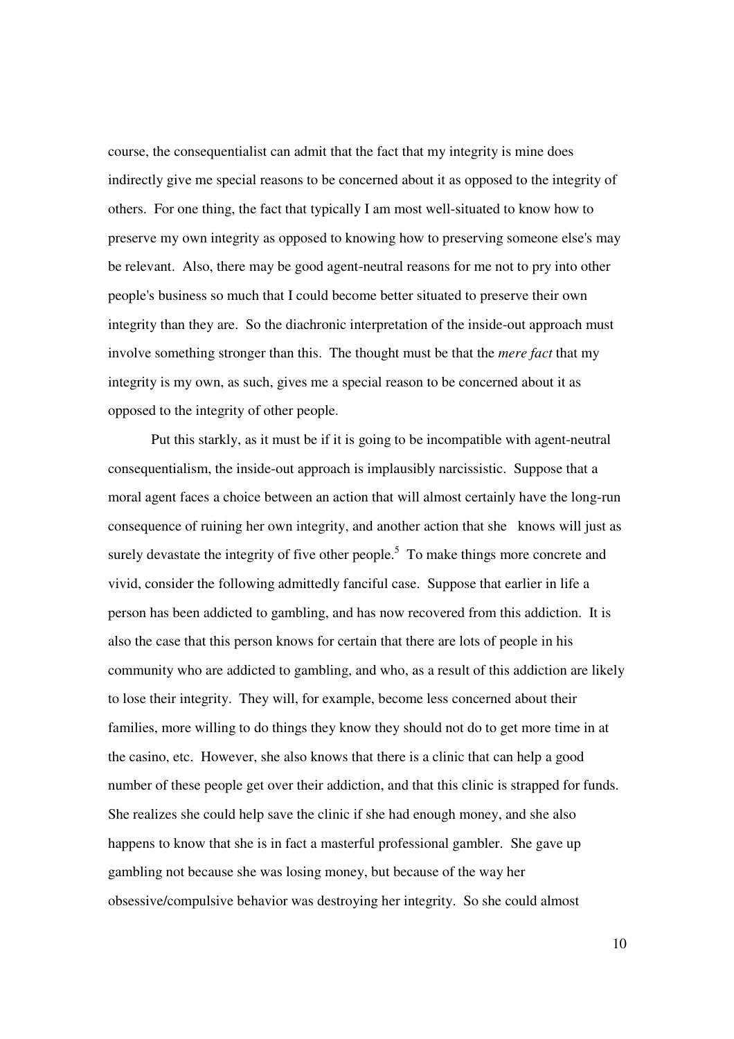course, the consequentialist can admit that the fact that my integrity is mine does indirectly give me special reasons to be concerned about it as opposed to the integrity of others. For one thing, the fact that typically I am most well-situated to know how to preserve my own integrity as opposed to knowing how to preserving someone else's may be relevant. Also, there may be good agent-neutral reasons for me not to pry into other people's business so much that I could become better situated to preserve their own integrity than they are. So the diachronic interpretation of the inside-out approach must involve something stronger than this. The thought must be that the *mere fact* that my integrity is my own, as such, gives me a special reason to be concerned about it as opposed to the integrity of other people.

Put this starkly, as it must be if it is going to be incompatible with agent-neutral consequentialism, the inside-out approach is implausibly narcissistic. Suppose that a moral agent faces a choice between an action that will almost certainly have the long-run consequence of ruining her own integrity, and another action that she knows will just as surely devastate the integrity of five other people.[5] To make things more concrete and vivid, consider the following admittedly fanciful case. Suppose that earlier in life a person has been addicted to gambling, and has now recovered from this addiction. It is also the case that this person knows for certain that there are lots of people in his community who are addicted to gambling, and who, as a result of this addiction are likely to lose their integrity. They will, for example, become less concerned about their families, more willing to do things they know they should not do to get more time in at the casino, etc. However, she also knows that there is a clinic that can help a good number of these people get over their addiction, and that this clinic is strapped for funds. She realizes she could help save the clinic if she had enough money, and she also happens to know that she is in fact a masterful professional gambler. She gave up gambling not because she was losing money, but because of the way her obsessive/compulsive behavior was destroying her integrity. So she could almost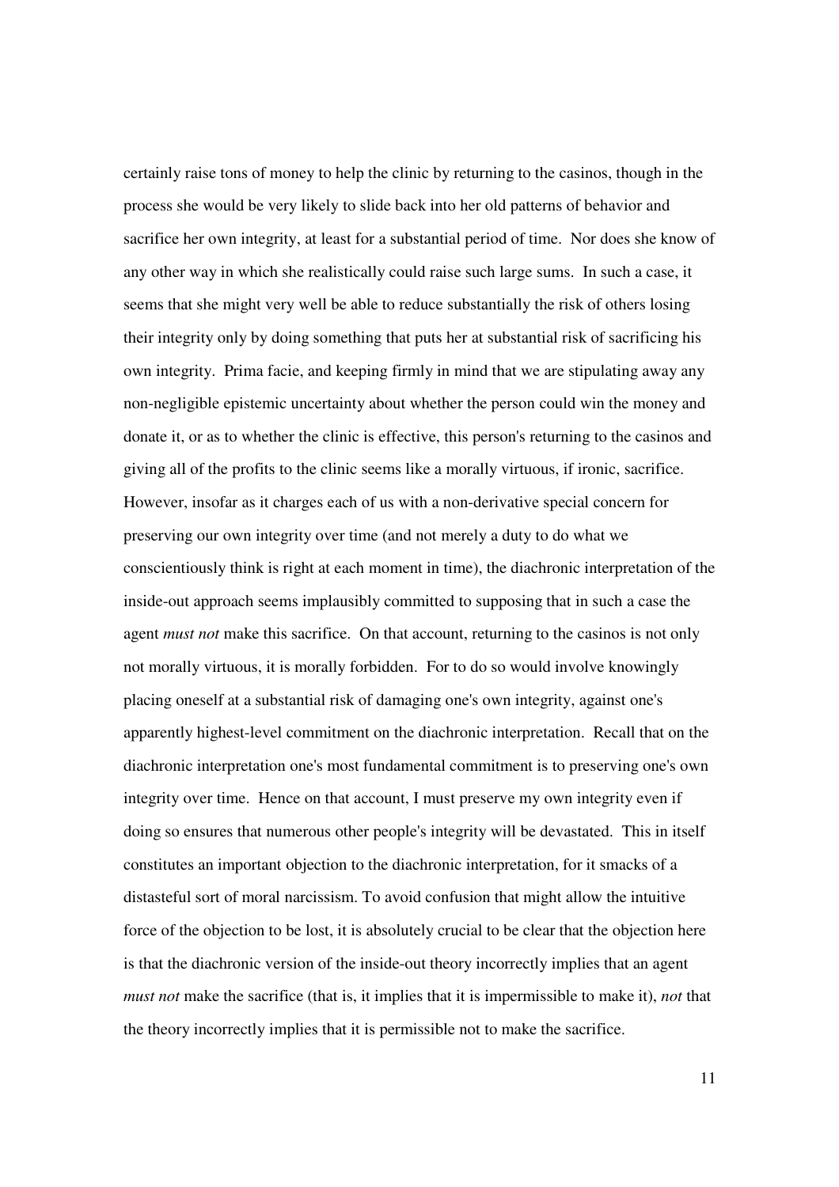certainly raise tons of money to help the clinic by returning to the casinos, though in the process she would be very likely to slide back into her old patterns of behavior and sacrifice her own integrity, at least for a substantial period of time. Nor does she know of any other way in which she realistically could raise such large sums. In such a case, it seems that she might very well be able to reduce substantially the risk of others losing their integrity only by doing something that puts her at substantial risk of sacrificing his own integrity. Prima facie, and keeping firmly in mind that we are stipulating away any non-negligible epistemic uncertainty about whether the person could win the money and donate it, or as to whether the clinic is effective, this person's returning to the casinos and giving all of the profits to the clinic seems like a morally virtuous, if ironic, sacrifice. However, insofar as it charges each of us with a non-derivative special concern for preserving our own integrity over time (and not merely a duty to do what we conscientiously think is right at each moment in time), the diachronic interpretation of the inside-out approach seems implausibly committed to supposing that in such a case the agent *must not* make this sacrifice. On that account, returning to the casinos is not only not morally virtuous, it is morally forbidden. For to do so would involve knowingly placing oneself at a substantial risk of damaging one's own integrity, against one's apparently highest-level commitment on the diachronic interpretation. Recall that on the diachronic interpretation one's most fundamental commitment is to preserving one's own integrity over time. Hence on that account, I must preserve my own integrity even if doing so ensures that numerous other people's integrity will be devastated. This in itself constitutes an important objection to the diachronic interpretation, for it smacks of a distasteful sort of moral narcissism. To avoid confusion that might allow the intuitive force of the objection to be lost, it is absolutely crucial to be clear that the objection here is that the diachronic version of the inside-out theory incorrectly implies that an agent *must not* make the sacrifice (that is, it implies that it is impermissible to make it), *not* that the theory incorrectly implies that it is permissible not to make the sacrifice.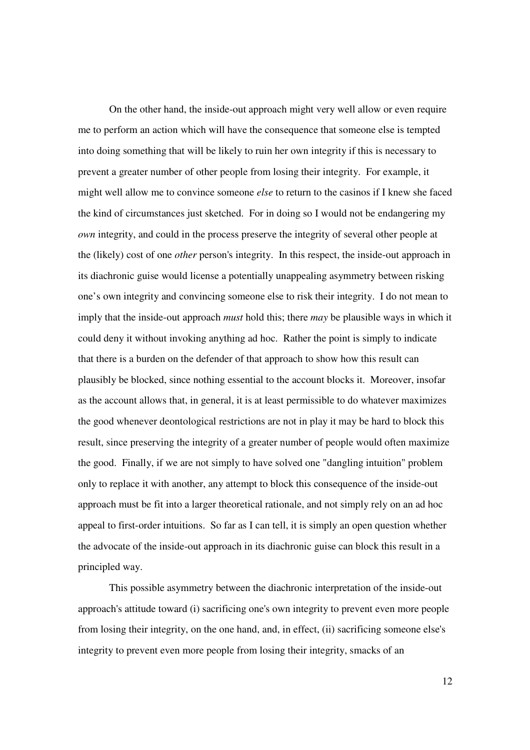On the other hand, the inside-out approach might very well allow or even require me to perform an action which will have the consequence that someone else is tempted into doing something that will be likely to ruin her own integrity if this is necessary to prevent a greater number of other people from losing their integrity. For example, it might well allow me to convince someone *else* to return to the casinos if I knew she faced the kind of circumstances just sketched. For in doing so I would not be endangering my *own* integrity, and could in the process preserve the integrity of several other people at the (likely) cost of one *other* person's integrity. In this respect, the inside-out approach in its diachronic guise would license a potentially unappealing asymmetry between risking one's own integrity and convincing someone else to risk their integrity. I do not mean to imply that the inside-out approach *must* hold this; there *may* be plausible ways in which it could deny it without invoking anything ad hoc. Rather the point is simply to indicate that there is a burden on the defender of that approach to show how this result can plausibly be blocked, since nothing essential to the account blocks it. Moreover, insofar as the account allows that, in general, it is at least permissible to do whatever maximizes the good whenever deontological restrictions are not in play it may be hard to block this result, since preserving the integrity of a greater number of people would often maximize the good. Finally, if we are not simply to have solved one "dangling intuition" problem only to replace it with another, any attempt to block this consequence of the inside-out approach must be fit into a larger theoretical rationale, and not simply rely on an ad hoc appeal to first-order intuitions. So far as I can tell, it is simply an open question whether the advocate of the inside-out approach in its diachronic guise can block this result in a principled way.

This possible asymmetry between the diachronic interpretation of the inside-out approach's attitude toward (i) sacrificing one's own integrity to prevent even more people from losing their integrity, on the one hand, and, in effect, (ii) sacrificing someone else's integrity to prevent even more people from losing their integrity, smacks of an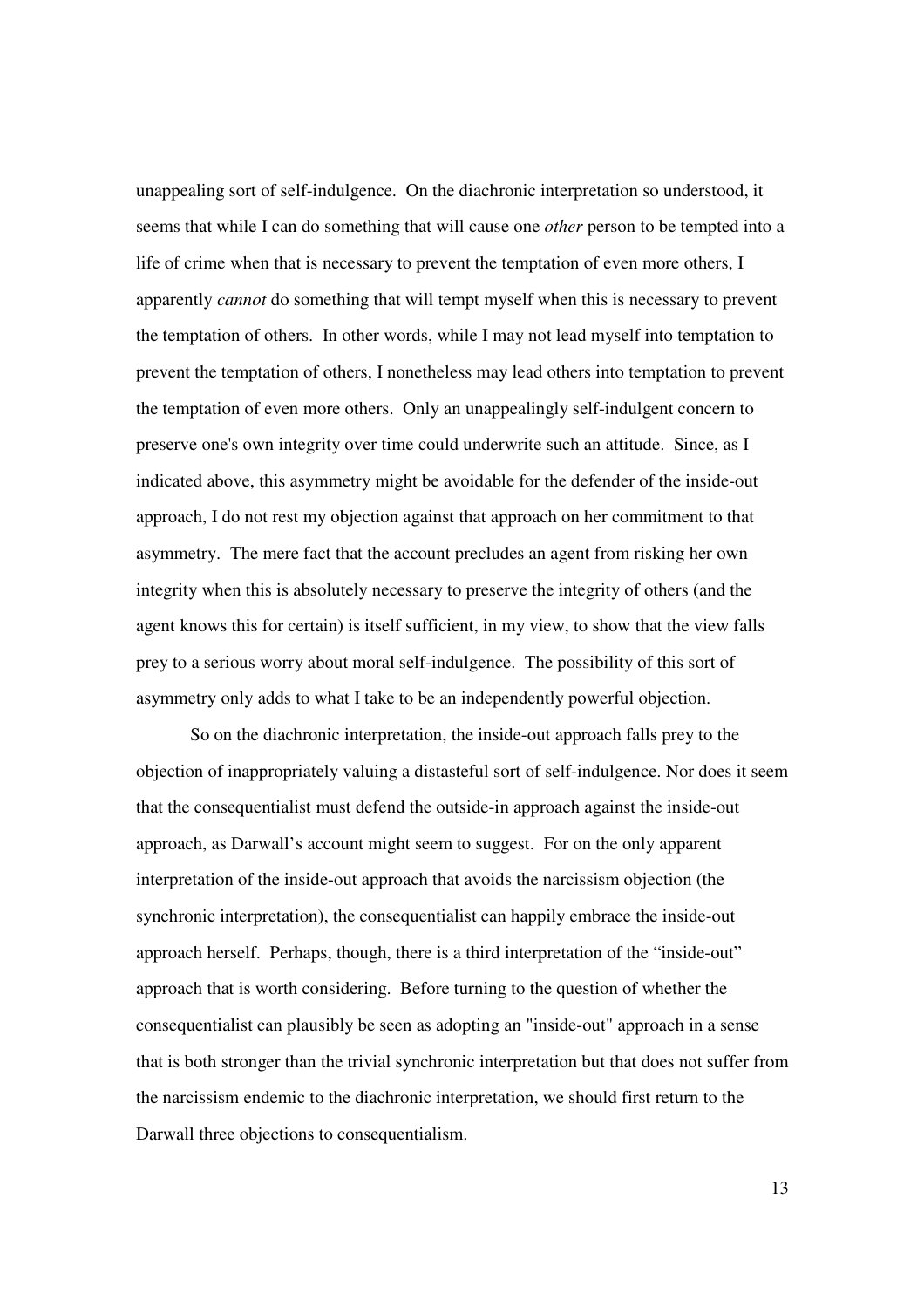unappealing sort of self-indulgence. On the diachronic interpretation so understood, it seems that while I can do something that will cause one *other* person to be tempted into a life of crime when that is necessary to prevent the temptation of even more others, I apparently *cannot* do something that will tempt myself when this is necessary to prevent the temptation of others. In other words, while I may not lead myself into temptation to prevent the temptation of others, I nonetheless may lead others into temptation to prevent the temptation of even more others. Only an unappealingly self-indulgent concern to preserve one's own integrity over time could underwrite such an attitude. Since, as I indicated above, this asymmetry might be avoidable for the defender of the inside-out approach, I do not rest my objection against that approach on her commitment to that asymmetry. The mere fact that the account precludes an agent from risking her own integrity when this is absolutely necessary to preserve the integrity of others (and the agent knows this for certain) is itself sufficient, in my view, to show that the view falls prey to a serious worry about moral self-indulgence. The possibility of this sort of asymmetry only adds to what I take to be an independently powerful objection.

So on the diachronic interpretation, the inside-out approach falls prey to the objection of inappropriately valuing a distasteful sort of self-indulgence. Nor does it seem that the consequentialist must defend the outside-in approach against the inside-out approach, as Darwall's account might seem to suggest. For on the only apparent interpretation of the inside-out approach that avoids the narcissism objection (the synchronic interpretation), the consequentialist can happily embrace the inside-out approach herself. Perhaps, though, there is a third interpretation of the "inside-out" approach that is worth considering. Before turning to the question of whether the consequentialist can plausibly be seen as adopting an "inside-out" approach in a sense that is both stronger than the trivial synchronic interpretation but that does not suffer from the narcissism endemic to the diachronic interpretation, we should first return to the Darwall three objections to consequentialism.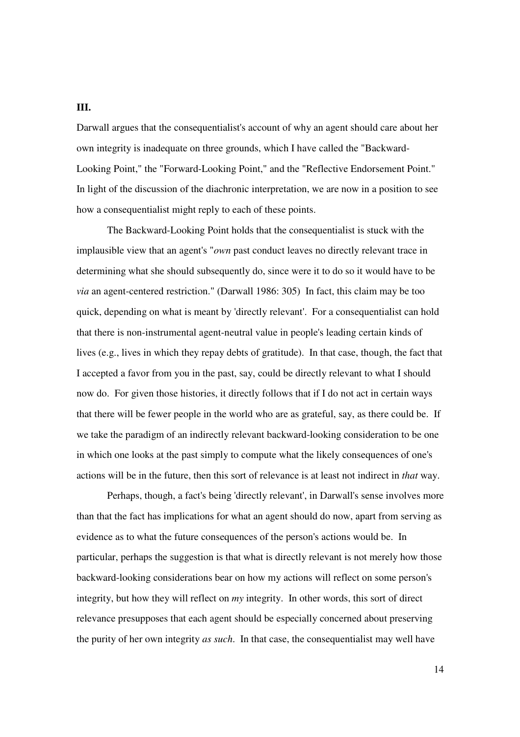**III.**

Darwall argues that the consequentialist's account of why an agent should care about her own integrity is inadequate on three grounds, which I have called the "Backward-Looking Point," the "Forward-Looking Point," and the "Reflective Endorsement Point." In light of the discussion of the diachronic interpretation, we are now in a position to see how a consequentialist might reply to each of these points.

The Backward-Looking Point holds that the consequentialist is stuck with the implausible view that an agent's "*own* past conduct leaves no directly relevant trace in determining what she should subsequently do, since were it to do so it would have to be *via* an agent-centered restriction." (Darwall 1986: 305) In fact, this claim may be too quick, depending on what is meant by 'directly relevant'. For a consequentialist can hold that there is non-instrumental agent-neutral value in people's leading certain kinds of lives (e.g., lives in which they repay debts of gratitude). In that case, though, the fact that I accepted a favor from you in the past, say, could be directly relevant to what I should now do. For given those histories, it directly follows that if I do not act in certain ways that there will be fewer people in the world who are as grateful, say, as there could be. If we take the paradigm of an indirectly relevant backward-looking consideration to be one in which one looks at the past simply to compute what the likely consequences of one's actions will be in the future, then this sort of relevance is at least not indirect in *that* way.

Perhaps, though, a fact's being 'directly relevant', in Darwall's sense involves more than that the fact has implications for what an agent should do now, apart from serving as evidence as to what the future consequences of the person's actions would be. In particular, perhaps the suggestion is that what is directly relevant is not merely how those backward-looking considerations bear on how my actions will reflect on some person's integrity, but how they will reflect on *my* integrity. In other words, this sort of direct relevance presupposes that each agent should be especially concerned about preserving the purity of her own integrity *as such*. In that case, the consequentialist may well have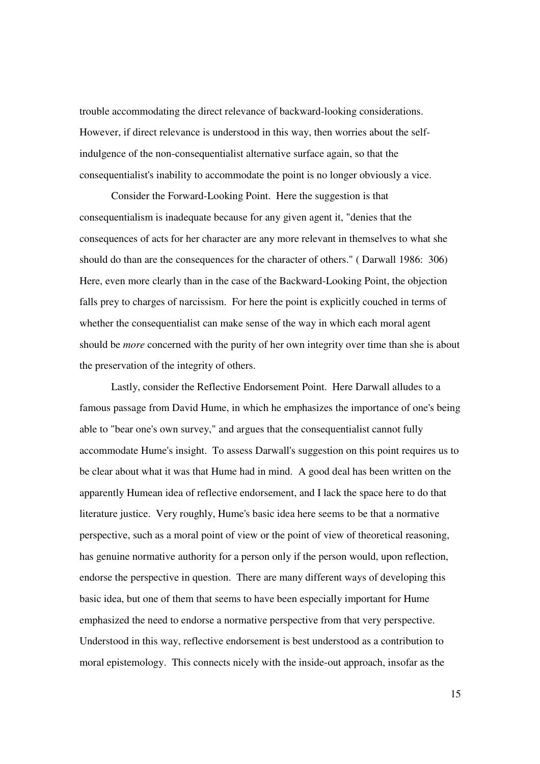trouble accommodating the direct relevance of backward-looking considerations. However, if direct relevance is understood in this way, then worries about the self-indulgence of the non-consequentialist alternative surface again, so that the consequentialist's inability to accommodate the point is no longer obviously a vice.

Consider the Forward-Looking Point. Here the suggestion is that consequentialism is inadequate because for any given agent it, "denies that the consequences of acts for her character are any more relevant in themselves to what she should do than are the consequences for the character of others." ( Darwall 1986: 306) Here, even more clearly than in the case of the Backward-Looking Point, the objection falls prey to charges of narcissism. For here the point is explicitly couched in terms of whether the consequentialist can make sense of the way in which each moral agent should be *more* concerned with the purity of her own integrity over time than she is about the preservation of the integrity of others.

Lastly, consider the Reflective Endorsement Point. Here Darwall alludes to a famous passage from David Hume, in which he emphasizes the importance of one's being able to "bear one's own survey," and argues that the consequentialist cannot fully accommodate Hume's insight. To assess Darwall's suggestion on this point requires us to be clear about what it was that Hume had in mind. A good deal has been written on the apparently Humean idea of reflective endorsement, and I lack the space here to do that literature justice. Very roughly, Hume's basic idea here seems to be that a normative perspective, such as a moral point of view or the point of view of theoretical reasoning, has genuine normative authority for a person only if the person would, upon reflection, endorse the perspective in question. There are many different ways of developing this basic idea, but one of them that seems to have been especially important for Hume emphasized the need to endorse a normative perspective from that very perspective. Understood in this way, reflective endorsement is best understood as a contribution to moral epistemology. This connects nicely with the inside-out approach, insofar as the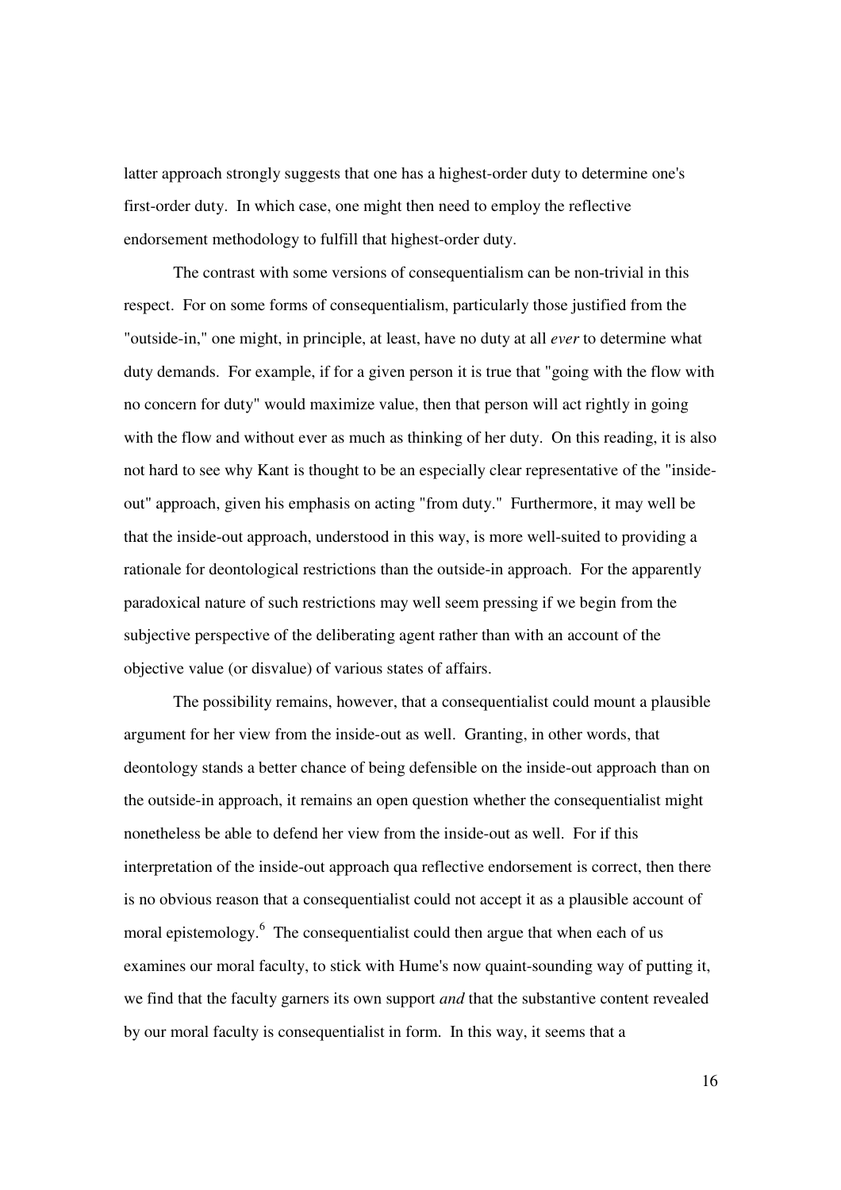latter approach strongly suggests that one has a highest-order duty to determine one's first-order duty. In which case, one might then need to employ the reflective endorsement methodology to fulfill that highest-order duty.

The contrast with some versions of consequentialism can be non-trivial in this respect. For on some forms of consequentialism, particularly those justified from the "outside-in," one might, in principle, at least, have no duty at all *ever* to determine what duty demands. For example, if for a given person it is true that "going with the flow with no concern for duty" would maximize value, then that person will act rightly in going with the flow and without ever as much as thinking of her duty. On this reading, it is also not hard to see why Kant is thought to be an especially clear representative of the "inside-out" approach, given his emphasis on acting "from duty." Furthermore, it may well be that the inside-out approach, understood in this way, is more well-suited to providing a rationale for deontological restrictions than the outside-in approach. For the apparently paradoxical nature of such restrictions may well seem pressing if we begin from the subjective perspective of the deliberating agent rather than with an account of the objective value (or disvalue) of various states of affairs.

The possibility remains, however, that a consequentialist could mount a plausible argument for her view from the inside-out as well. Granting, in other words, that deontology stands a better chance of being defensible on the inside-out approach than on the outside-in approach, it remains an open question whether the consequentialist might nonetheless be able to defend her view from the inside-out as well. For if this interpretation of the inside-out approach qua reflective endorsement is correct, then there is no obvious reason that a consequentialist could not accept it as a plausible account of moral epistemology.[6] The consequentialist could then argue that when each of us examines our moral faculty, to stick with Hume's now quaint-sounding way of putting it, we find that the faculty garners its own support *and* that the substantive content revealed by our moral faculty is consequentialist in form. In this way, it seems that a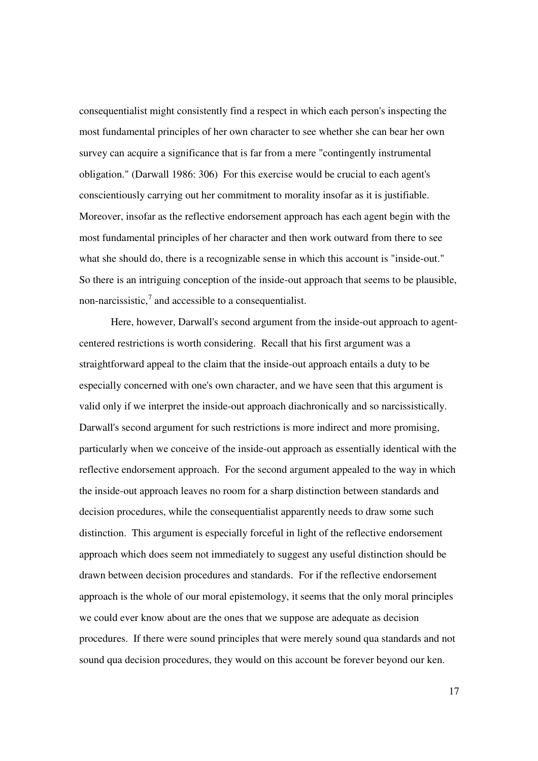consequentialist might consistently find a respect in which each person's inspecting the most fundamental principles of her own character to see whether she can bear her own survey can acquire a significance that is far from a mere "contingently instrumental obligation." (Darwall 1986: 306) For this exercise would be crucial to each agent's conscientiously carrying out her commitment to morality insofar as it is justifiable. Moreover, insofar as the reflective endorsement approach has each agent begin with the most fundamental principles of her character and then work outward from there to see what she should do, there is a recognizable sense in which this account is "inside-out." So there is an intriguing conception of the inside-out approach that seems to be plausible, non-narcissistic,[7] and accessible to a consequentialist.

Here, however, Darwall's second argument from the inside-out approach to agent-centered restrictions is worth considering. Recall that his first argument was a straightforward appeal to the claim that the inside-out approach entails a duty to be especially concerned with one's own character, and we have seen that this argument is valid only if we interpret the inside-out approach diachronically and so narcissistically. Darwall's second argument for such restrictions is more indirect and more promising, particularly when we conceive of the inside-out approach as essentially identical with the reflective endorsement approach. For the second argument appealed to the way in which the inside-out approach leaves no room for a sharp distinction between standards and decision procedures, while the consequentialist apparently needs to draw some such distinction. This argument is especially forceful in light of the reflective endorsement approach which does seem not immediately to suggest any useful distinction should be drawn between decision procedures and standards. For if the reflective endorsement approach is the whole of our moral epistemology, it seems that the only moral principles we could ever know about are the ones that we suppose are adequate as decision procedures. If there were sound principles that were merely sound qua standards and not sound qua decision procedures, they would on this account be forever beyond our ken.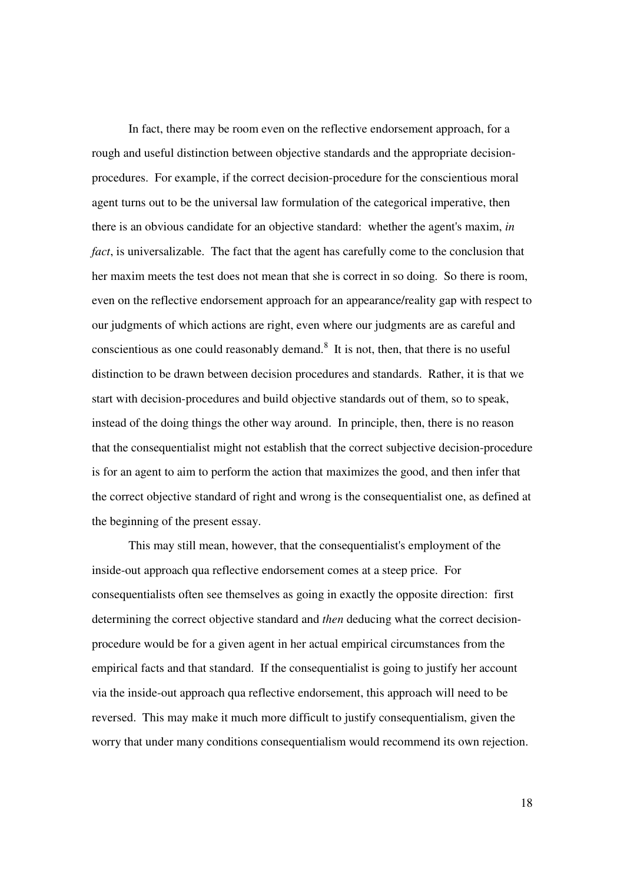In fact, there may be room even on the reflective endorsement approach, for a rough and useful distinction between objective standards and the appropriate decision-procedures. For example, if the correct decision-procedure for the conscientious moral agent turns out to be the universal law formulation of the categorical imperative, then there is an obvious candidate for an objective standard: whether the agent's maxim, *in fact*, is universalizable. The fact that the agent has carefully come to the conclusion that her maxim meets the test does not mean that she is correct in so doing. So there is room, even on the reflective endorsement approach for an appearance/reality gap with respect to our judgments of which actions are right, even where our judgments are as careful and conscientious as one could reasonably demand.[8] It is not, then, that there is no useful distinction to be drawn between decision procedures and standards. Rather, it is that we start with decision-procedures and build objective standards out of them, so to speak, instead of the doing things the other way around. In principle, then, there is no reason that the consequentialist might not establish that the correct subjective decision-procedure is for an agent to aim to perform the action that maximizes the good, and then infer that the correct objective standard of right and wrong is the consequentialist one, as defined at the beginning of the present essay.

This may still mean, however, that the consequentialist's employment of the inside-out approach qua reflective endorsement comes at a steep price. For consequentialists often see themselves as going in exactly the opposite direction: first determining the correct objective standard and *then* deducing what the correct decision-procedure would be for a given agent in her actual empirical circumstances from the empirical facts and that standard. If the consequentialist is going to justify her account via the inside-out approach qua reflective endorsement, this approach will need to be reversed. This may make it much more difficult to justify consequentialism, given the worry that under many conditions consequentialism would recommend its own rejection.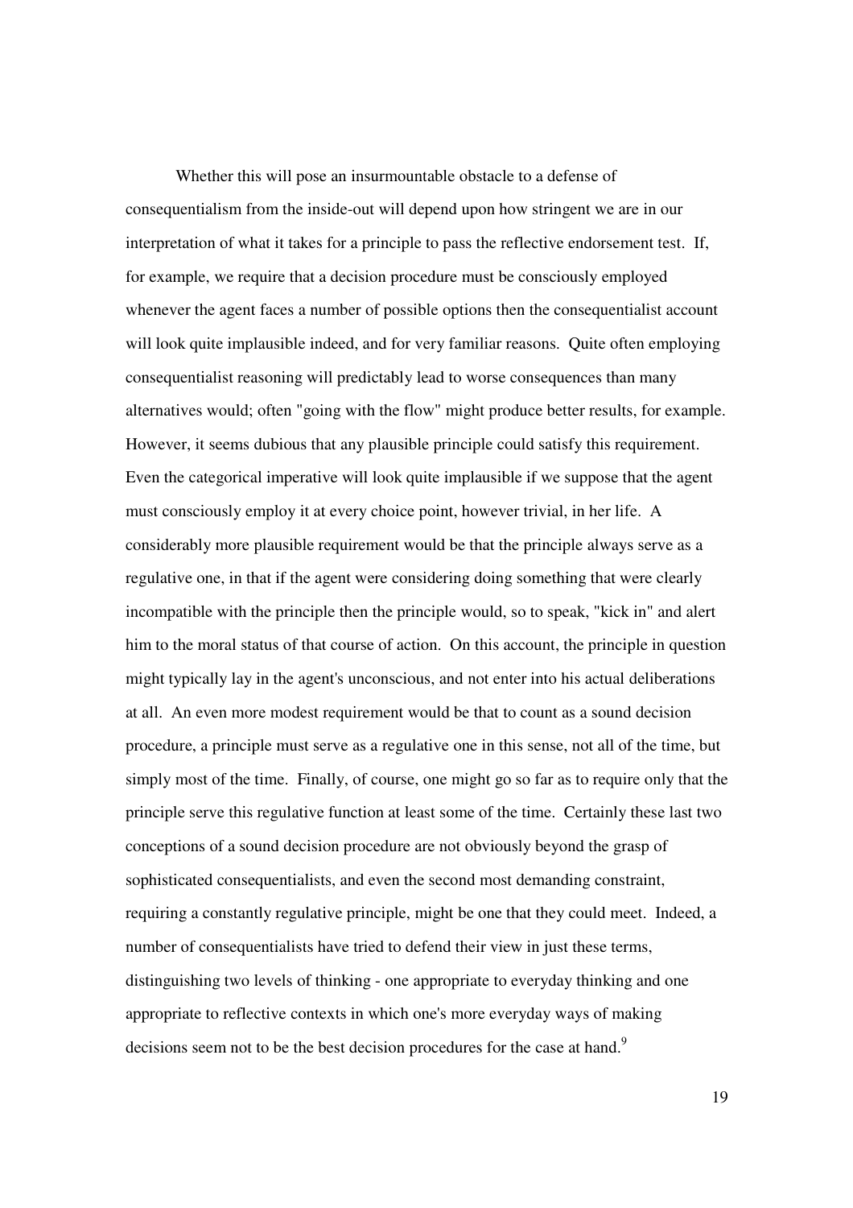Whether this will pose an insurmountable obstacle to a defense of consequentialism from the inside-out will depend upon how stringent we are in our interpretation of what it takes for a principle to pass the reflective endorsement test. If, for example, we require that a decision procedure must be consciously employed whenever the agent faces a number of possible options then the consequentialist account will look quite implausible indeed, and for very familiar reasons. Quite often employing consequentialist reasoning will predictably lead to worse consequences than many alternatives would; often "going with the flow" might produce better results, for example. However, it seems dubious that any plausible principle could satisfy this requirement. Even the categorical imperative will look quite implausible if we suppose that the agent must consciously employ it at every choice point, however trivial, in her life. A considerably more plausible requirement would be that the principle always serve as a regulative one, in that if the agent were considering doing something that were clearly incompatible with the principle then the principle would, so to speak, "kick in" and alert him to the moral status of that course of action. On this account, the principle in question might typically lay in the agent's unconscious, and not enter into his actual deliberations at all. An even more modest requirement would be that to count as a sound decision procedure, a principle must serve as a regulative one in this sense, not all of the time, but simply most of the time. Finally, of course, one might go so far as to require only that the principle serve this regulative function at least some of the time. Certainly these last two conceptions of a sound decision procedure are not obviously beyond the grasp of sophisticated consequentialists, and even the second most demanding constraint, requiring a constantly regulative principle, might be one that they could meet. Indeed, a number of consequentialists have tried to defend their view in just these terms, distinguishing two levels of thinking - one appropriate to everyday thinking and one appropriate to reflective contexts in which one's more everyday ways of making decisions seem not to be the best decision procedures for the case at hand.[9]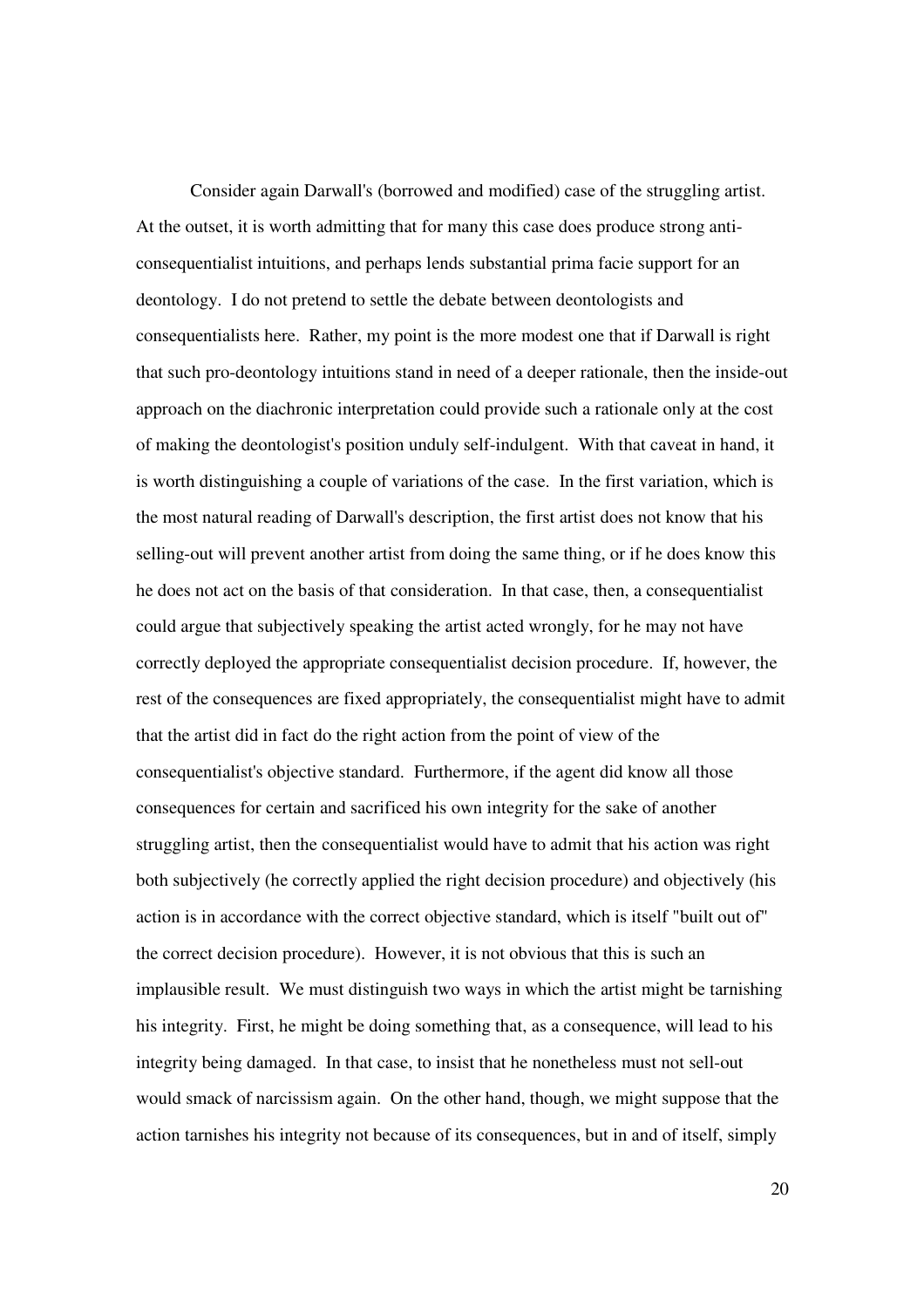Consider again Darwall's (borrowed and modified) case of the struggling artist. At the outset, it is worth admitting that for many this case does produce strong anti-consequentialist intuitions, and perhaps lends substantial prima facie support for an deontology. I do not pretend to settle the debate between deontologists and consequentialists here. Rather, my point is the more modest one that if Darwall is right that such pro-deontology intuitions stand in need of a deeper rationale, then the inside-out approach on the diachronic interpretation could provide such a rationale only at the cost of making the deontologist's position unduly self-indulgent. With that caveat in hand, it is worth distinguishing a couple of variations of the case. In the first variation, which is the most natural reading of Darwall's description, the first artist does not know that his selling-out will prevent another artist from doing the same thing, or if he does know this he does not act on the basis of that consideration. In that case, then, a consequentialist could argue that subjectively speaking the artist acted wrongly, for he may not have correctly deployed the appropriate consequentialist decision procedure. If, however, the rest of the consequences are fixed appropriately, the consequentialist might have to admit that the artist did in fact do the right action from the point of view of the consequentialist's objective standard. Furthermore, if the agent did know all those consequences for certain and sacrificed his own integrity for the sake of another struggling artist, then the consequentialist would have to admit that his action was right both subjectively (he correctly applied the right decision procedure) and objectively (his action is in accordance with the correct objective standard, which is itself "built out of" the correct decision procedure). However, it is not obvious that this is such an implausible result. We must distinguish two ways in which the artist might be tarnishing his integrity. First, he might be doing something that, as a consequence, will lead to his integrity being damaged. In that case, to insist that he nonetheless must not sell-out would smack of narcissism again. On the other hand, though, we might suppose that the action tarnishes his integrity not because of its consequences, but in and of itself, simply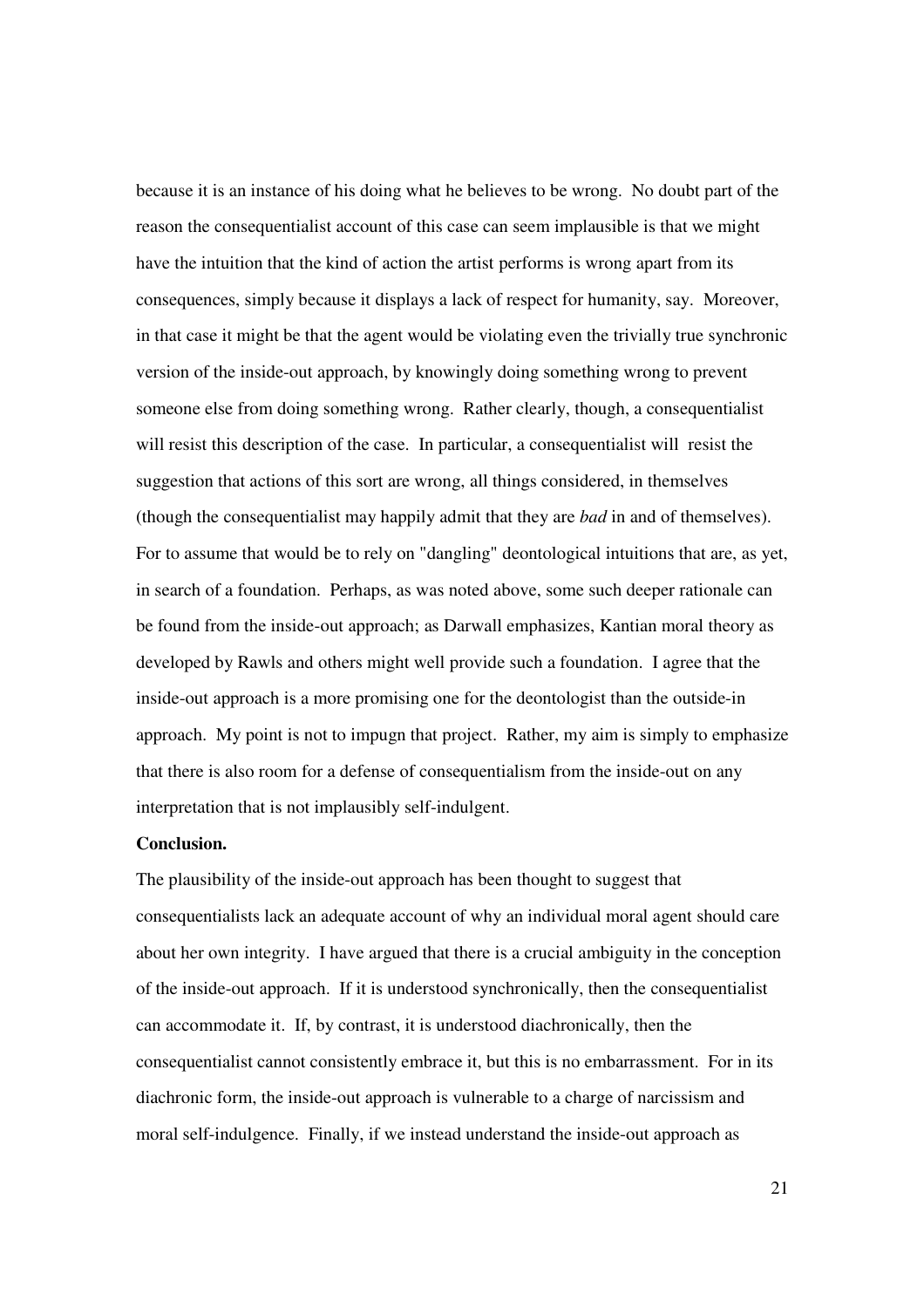because it is an instance of his doing what he believes to be wrong. No doubt part of the reason the consequentialist account of this case can seem implausible is that we might have the intuition that the kind of action the artist performs is wrong apart from its consequences, simply because it displays a lack of respect for humanity, say. Moreover, in that case it might be that the agent would be violating even the trivially true synchronic version of the inside-out approach, by knowingly doing something wrong to prevent someone else from doing something wrong. Rather clearly, though, a consequentialist will resist this description of the case. In particular, a consequentialist will resist the suggestion that actions of this sort are wrong, all things considered, in themselves (though the consequentialist may happily admit that they are *bad* in and of themselves). For to assume that would be to rely on "dangling" deontological intuitions that are, as yet, in search of a foundation. Perhaps, as was noted above, some such deeper rationale can be found from the inside-out approach; as Darwall emphasizes, Kantian moral theory as developed by Rawls and others might well provide such a foundation. I agree that the inside-out approach is a more promising one for the deontologist than the outside-in approach. My point is not to impugn that project. Rather, my aim is simply to emphasize that there is also room for a defense of consequentialism from the inside-out on any interpretation that is not implausibly self-indulgent.

**Conclusion.**

The plausibility of the inside-out approach has been thought to suggest that consequentialists lack an adequate account of why an individual moral agent should care about her own integrity. I have argued that there is a crucial ambiguity in the conception of the inside-out approach. If it is understood synchronically, then the consequentialist can accommodate it. If, by contrast, it is understood diachronically, then the consequentialist cannot consistently embrace it, but this is no embarrassment. For in its diachronic form, the inside-out approach is vulnerable to a charge of narcissism and moral self-indulgence. Finally, if we instead understand the inside-out approach as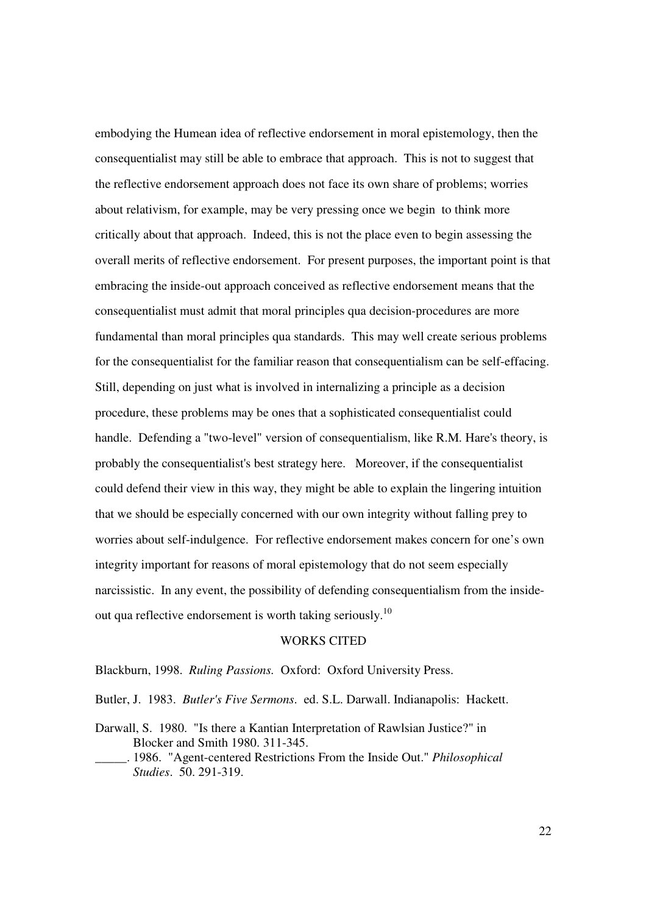embodying the Humean idea of reflective endorsement in moral epistemology, then the consequentialist may still be able to embrace that approach. This is not to suggest that the reflective endorsement approach does not face its own share of problems; worries about relativism, for example, may be very pressing once we begin to think more critically about that approach. Indeed, this is not the place even to begin assessing the overall merits of reflective endorsement. For present purposes, the important point is that embracing the inside-out approach conceived as reflective endorsement means that the consequentialist must admit that moral principles qua decision-procedures are more fundamental than moral principles qua standards. This may well create serious problems for the consequentialist for the familiar reason that consequentialism can be self-effacing. Still, depending on just what is involved in internalizing a principle as a decision procedure, these problems may be ones that a sophisticated consequentialist could handle. Defending a "two-level" version of consequentialism, like R.M. Hare's theory, is probably the consequentialist's best strategy here. Moreover, if the consequentialist could defend their view in this way, they might be able to explain the lingering intuition that we should be especially concerned with our own integrity without falling prey to worries about self-indulgence. For reflective endorsement makes concern for one's own integrity important for reasons of moral epistemology that do not seem especially narcissistic. In any event, the possibility of defending consequentialism from the inside-out qua reflective endorsement is worth taking seriously.[10]

## WORKS CITED

Blackburn, 1998. *Ruling Passions.* Oxford: Oxford University Press.

Butler, J. 1983. *Butler's Five Sermons*. ed. S.L. Darwall. Indianapolis: Hackett.

Darwall, S. 1980. "Is there a Kantian Interpretation of Rawlsian Justice?" in Blocker and Smith 1980. 311-345.

_____. 1986. "Agent-centered Restrictions From the Inside Out." *Philosophical Studies*. 50. 291-319.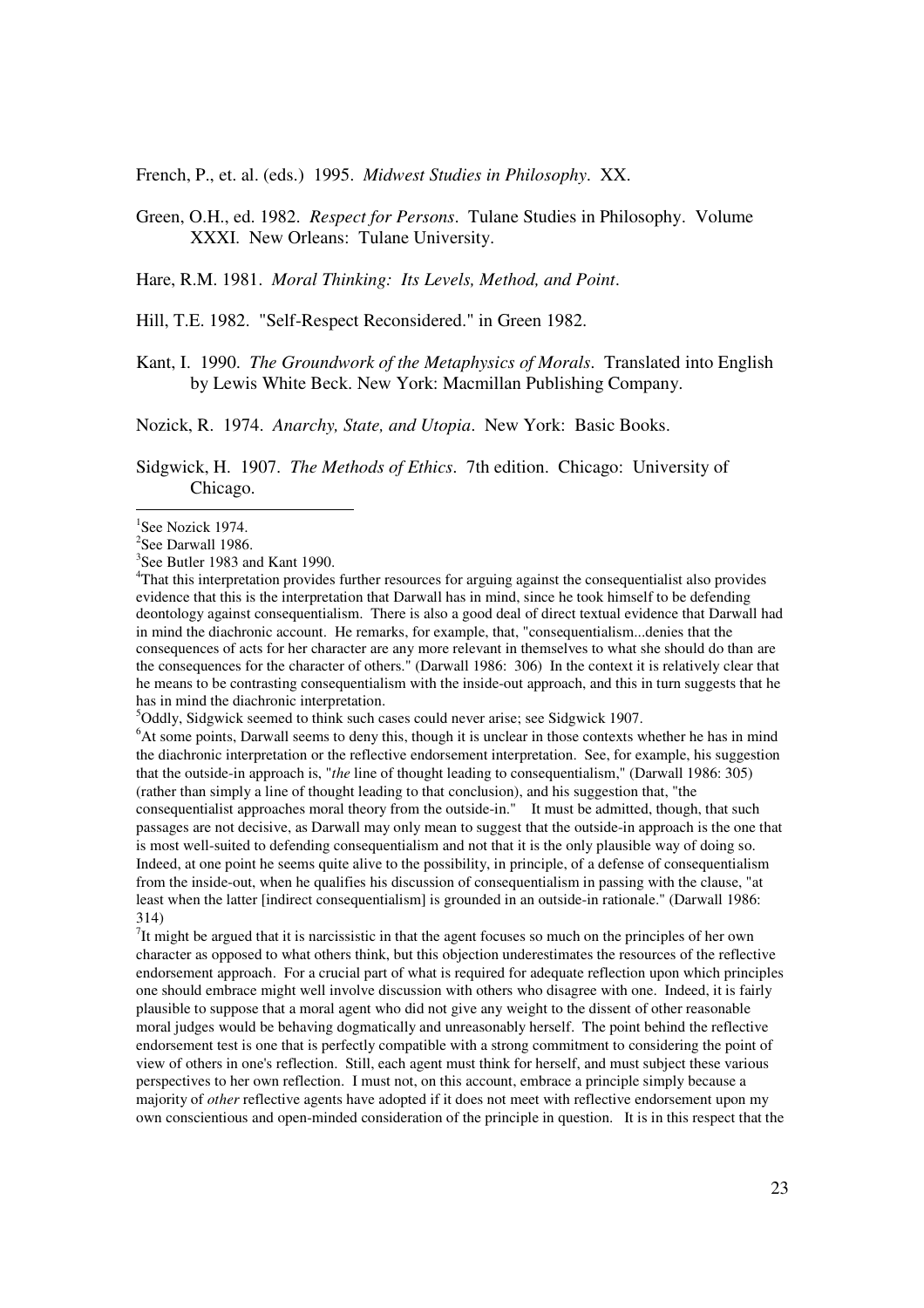French, P., et. al. (eds.) 1995. *Midwest Studies in Philosophy*. XX.

Green, O.H., ed. 1982. *Respect for Persons*. Tulane Studies in Philosophy. Volume XXXI. New Orleans: Tulane University.

Hare, R.M. 1981. *Moral Thinking: Its Levels, Method, and Point*.

Hill, T.E. 1982. "Self-Respect Reconsidered." in Green 1982.

Kant, I. 1990. *The Groundwork of the Metaphysics of Morals*. Translated into English by Lewis White Beck. New York: Macmillan Publishing Company.

Nozick, R. 1974. *Anarchy, State, and Utopia*. New York: Basic Books.

Sidgwick, H. 1907. *The Methods of Ethics*. 7th edition. Chicago: University of Chicago.

---

[1] See Nozick 1974.

[2] See Darwall 1986.

[3] See Butler 1983 and Kant 1990.

[4] That this interpretation provides further resources for arguing against the consequentialist also provides evidence that this is the interpretation that Darwall has in mind, since he took himself to be defending deontology against consequentialism. There is also a good deal of direct textual evidence that Darwall had in mind the diachronic account. He remarks, for example, that, "consequentialism...denies that the consequences of acts for her character are any more relevant in themselves to what she should do than are the consequences for the character of others." (Darwall 1986: 306) In the context it is relatively clear that he means to be contrasting consequentialism with the inside-out approach, and this in turn suggests that he has in mind the diachronic interpretation.

[5] Oddly, Sidgwick seemed to think such cases could never arise; see Sidgwick 1907.

[6] At some points, Darwall seems to deny this, though it is unclear in those contexts whether he has in mind the diachronic interpretation or the reflective endorsement interpretation. See, for example, his suggestion that the outside-in approach is, "*the* line of thought leading to consequentialism," (Darwall 1986: 305) (rather than simply a line of thought leading to that conclusion), and his suggestion that, "the consequentialist approaches moral theory from the outside-in." It must be admitted, though, that such passages are not decisive, as Darwall may only mean to suggest that the outside-in approach is the one that is most well-suited to defending consequentialism and not that it is the only plausible way of doing so. Indeed, at one point he seems quite alive to the possibility, in principle, of a defense of consequentialism from the inside-out, when he qualifies his discussion of consequentialism in passing with the clause, "at least when the latter [indirect consequentialism] is grounded in an outside-in rationale." (Darwall 1986: 314)

[7] It might be argued that it is narcissistic in that the agent focuses so much on the principles of her own character as opposed to what others think, but this objection underestimates the resources of the reflective endorsement approach. For a crucial part of what is required for adequate reflection upon which principles one should embrace might well involve discussion with others who disagree with one. Indeed, it is fairly plausible to suppose that a moral agent who did not give any weight to the dissent of other reasonable moral judges would be behaving dogmatically and unreasonably herself. The point behind the reflective endorsement test is one that is perfectly compatible with a strong commitment to considering the point of view of others in one's reflection. Still, each agent must think for herself, and must subject these various perspectives to her own reflection. I must not, on this account, embrace a principle simply because a majority of *other* reflective agents have adopted if it does not meet with reflective endorsement upon my own conscientious and open-minded consideration of the principle in question. It is in this respect that the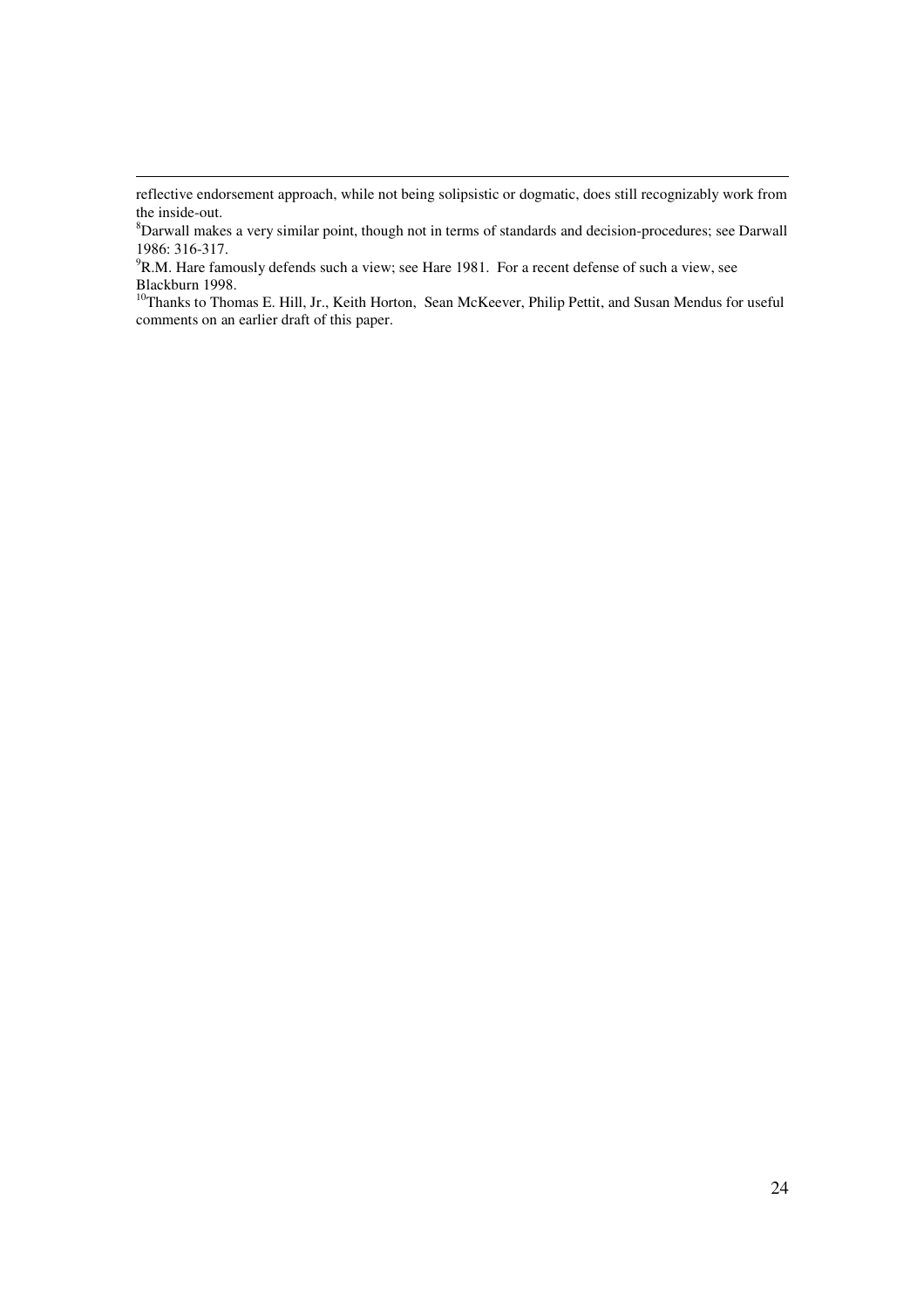reflective endorsement approach, while not being solipsistic or dogmatic, does still recognizably work from the inside-out.

[8]Darwall makes a very similar point, though not in terms of standards and decision-procedures; see Darwall 1986: 316-317.

[9]R.M. Hare famously defends such a view; see Hare 1981. For a recent defense of such a view, see Blackburn 1998.

[10]Thanks to Thomas E. Hill, Jr., Keith Horton, Sean McKeever, Philip Pettit, and Susan Mendus for useful comments on an earlier draft of this paper.